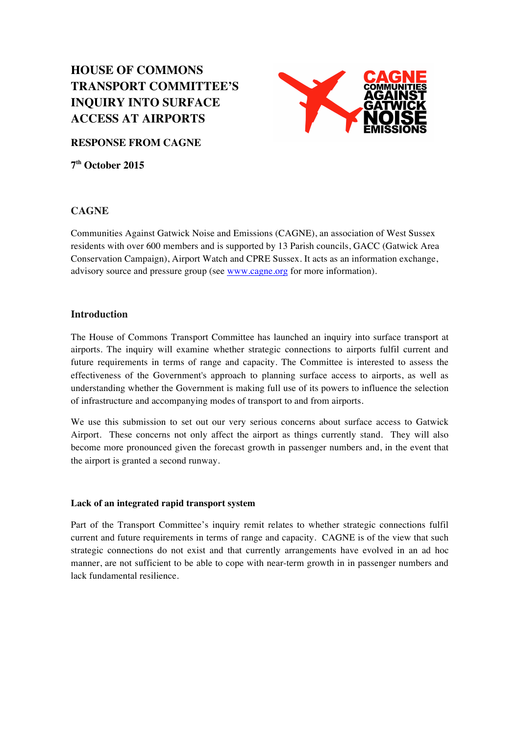# HOUSE OF COMMONS TRANSPORT COMMITTEE'S INQUIRY INTO SURFACE ACCESS AT AIRPORTS

**RESPONSE FROM CAGNE**

**7th October 2015**

## CAGNE

Communities Against Gatwick Noise and Emissions (CAGNE), an association of West Sussex residents with over 600 members and is supported by 13 Parish councils, GACC (Gatwick Area Conservation Campaign), Airport Watch and CPRE Sussex. It acts as an information exchange, advisory source and pressure group (see www.cagne.org for more information).

## Introduction

The House of Commons Transport Committee has launched an inquiry into surface transport at airports. The inquiry will examine whether strategic connections to airports fulfil current and future requirements in terms of range and capacity. The Committee is interested to assess the effectiveness of the Government's approach to planning surface access to airports, as well as understanding whether the Government is making full use of its powers to influence the selection of infrastructure and accompanying modes of transport to and from airports.

We use this submission to set out our very serious concerns about surface access to Gatwick Airport. These concerns not only affect the airport as things currently stand. They will also become more pronounced given the forecast growth in passenger numbers and, in the event that the airport is granted a second runway.

### Lack of an integrated rapid transport system

Part of the Transport Committee's inquiry remit relates to whether strategic connections fulfil current and future requirements in terms of range and capacity. CAGNE is of the view that such strategic connections do not exist and that currently arrangements have evolved in an ad hoc manner, are not sufficient to be able to cope with near-term growth in in passenger numbers and lack fundamental resilience.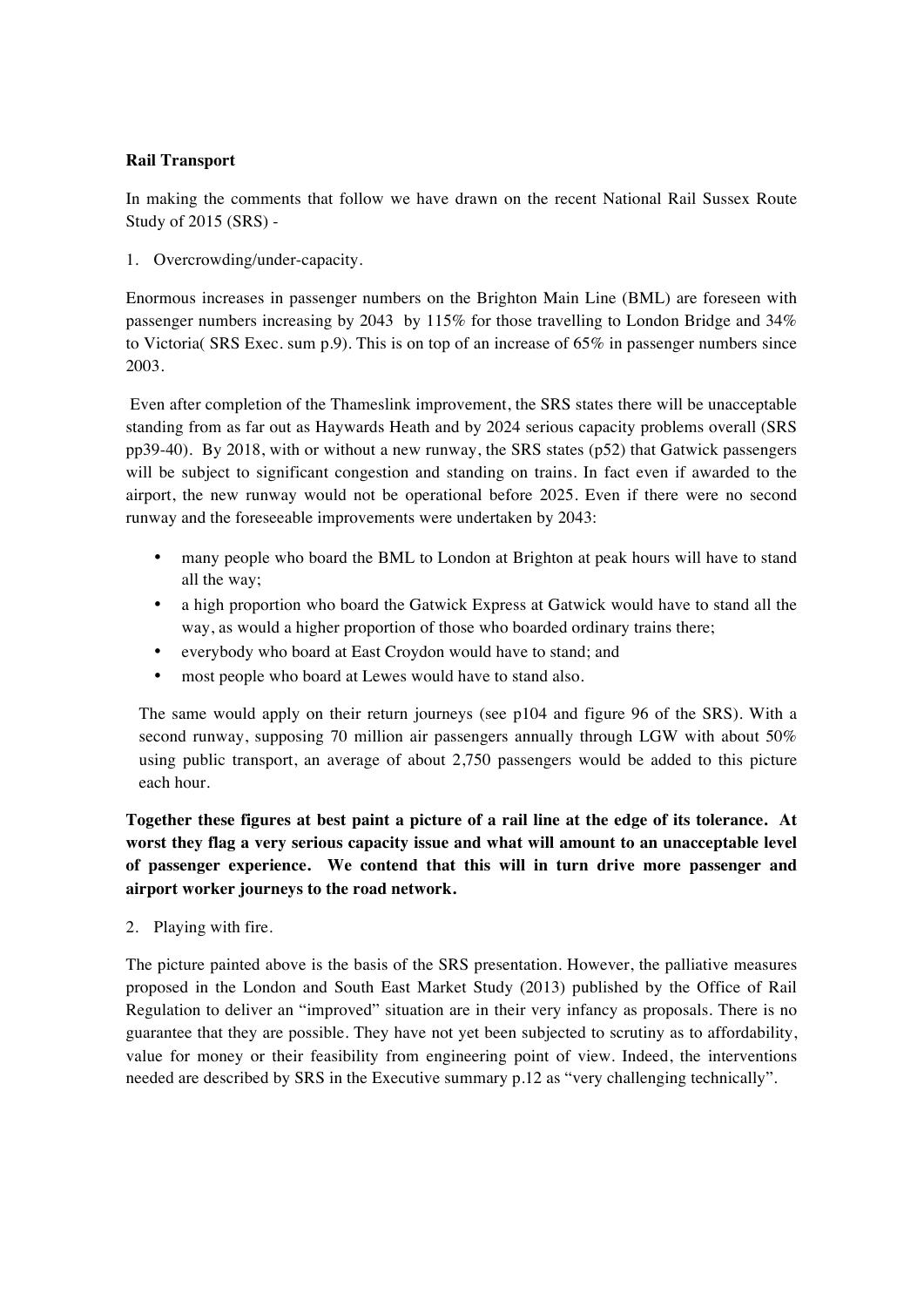**Rail Transport**

In making the comments that follow we have drawn on the recent National Rail Sussex Route Study of 2015 (SRS) -

1. Overcrowding/under-capacity.

Enormous increases in passenger numbers on the Brighton Main Line (BML) are foreseen with passenger numbers increasing by 2043 by 115% for those travelling to London Bridge and 34% to Victoria( SRS Exec. sum p.9). This is on top of an increase of 65% in passenger numbers since 2003.

Even after completion of the Thameslink improvement, the SRS states there will be unacceptable standing from as far out as Haywards Heath and by 2024 serious capacity problems overall (SRS pp39-40). By 2018, with or without a new runway, the SRS states (p52) that Gatwick passengers will be subject to significant congestion and standing on trains. In fact even if awarded to the airport, the new runway would not be operational before 2025. Even if there were no second runway and the foreseeable improvements were undertaken by 2043:

- many people who board the BML to London at Brighton at peak hours will have to stand all the way;
- a high proportion who board the Gatwick Express at Gatwick would have to stand all the way, as would a higher proportion of those who boarded ordinary trains there;
- everybody who board at East Croydon would have to stand; and
- most people who board at Lewes would have to stand also.

The same would apply on their return journeys (see p104 and figure 96 of the SRS). With a second runway, supposing 70 million air passengers annually through LGW with about 50% using public transport, an average of about 2,750 passengers would be added to this picture each hour.

**Together these figures at best paint a picture of a rail line at the edge of its tolerance. At worst they flag a very serious capacity issue and what will amount to an unacceptable level of passenger experience. We contend that this will in turn drive more passenger and airport worker journeys to the road network.**

2. Playing with fire.

The picture painted above is the basis of the SRS presentation. However, the palliative measures proposed in the London and South East Market Study (2013) published by the Office of Rail Regulation to deliver an "improved" situation are in their very infancy as proposals. There is no guarantee that they are possible. They have not yet been subjected to scrutiny as to affordability, value for money or their feasibility from engineering point of view. Indeed, the interventions needed are described by SRS in the Executive summary p.12 as "very challenging technically".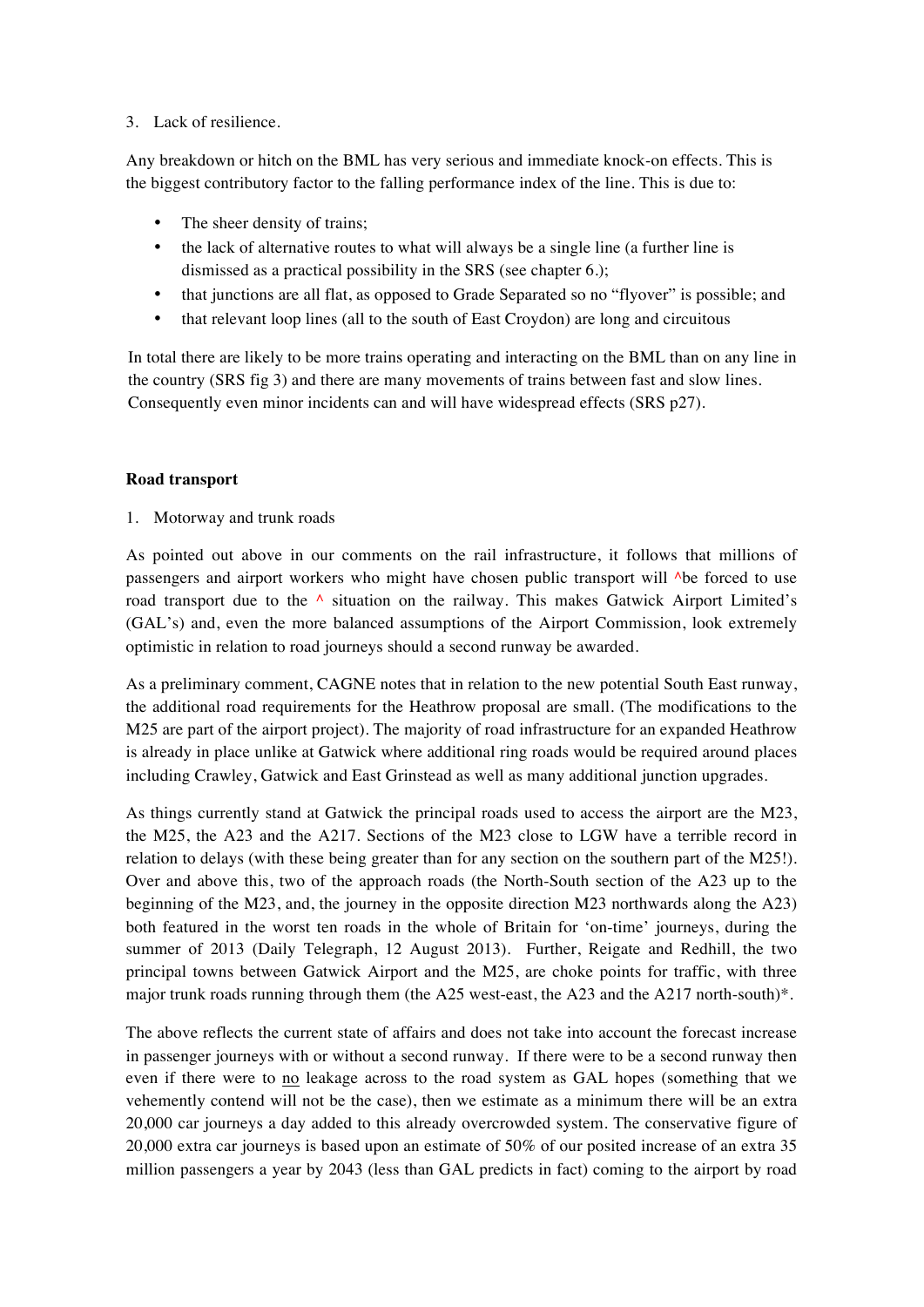3. Lack of resilience.

Any breakdown or hitch on the BML has very serious and immediate knock-on effects. This is the biggest contributory factor to the falling performance index of the line. This is due to:

- The sheer density of trains;
- the lack of alternative routes to what will always be a single line (a further line is dismissed as a practical possibility in the SRS (see chapter 6.);
- that junctions are all flat, as opposed to Grade Separated so no "flyover" is possible; and
- that relevant loop lines (all to the south of East Croydon) are long and circuitous

In total there are likely to be more trains operating and interacting on the BML than on any line in the country (SRS fig 3) and there are many movements of trains between fast and slow lines. Consequently even minor incidents can and will have widespread effects (SRS p27).

**Road transport**

1. Motorway and trunk roads

As pointed out above in our comments on the rail infrastructure, it follows that millions of passengers and airport workers who might have chosen public transport will ^be forced to use road transport due to the ^ situation on the railway. This makes Gatwick Airport Limited's (GAL's) and, even the more balanced assumptions of the Airport Commission, look extremely optimistic in relation to road journeys should a second runway be awarded.

As a preliminary comment, CAGNE notes that in relation to the new potential South East runway, the additional road requirements for the Heathrow proposal are small. (The modifications to the M25 are part of the airport project). The majority of road infrastructure for an expanded Heathrow is already in place unlike at Gatwick where additional ring roads would be required around places including Crawley, Gatwick and East Grinstead as well as many additional junction upgrades.

As things currently stand at Gatwick the principal roads used to access the airport are the M23, the M25, the A23 and the A217. Sections of the M23 close to LGW have a terrible record in relation to delays (with these being greater than for any section on the southern part of the M25!). Over and above this, two of the approach roads (the North-South section of the A23 up to the beginning of the M23, and, the journey in the opposite direction M23 northwards along the A23) both featured in the worst ten roads in the whole of Britain for 'on-time' journeys, during the summer of 2013 (Daily Telegraph, 12 August 2013). Further, Reigate and Redhill, the two principal towns between Gatwick Airport and the M25, are choke points for traffic, with three major trunk roads running through them (the A25 west-east, the A23 and the A217 north-south)*.

The above reflects the current state of affairs and does not take into account the forecast increase in passenger journeys with or without a second runway. If there were to be a second runway then even if there were to <u>no</u> leakage across to the road system as GAL hopes (something that we vehemently contend will not be the case), then we estimate as a minimum there will be an extra 20,000 car journeys a day added to this already overcrowded system. The conservative figure of 20,000 extra car journeys is based upon an estimate of 50% of our posited increase of an extra 35 million passengers a year by 2043 (less than GAL predicts in fact) coming to the airport by road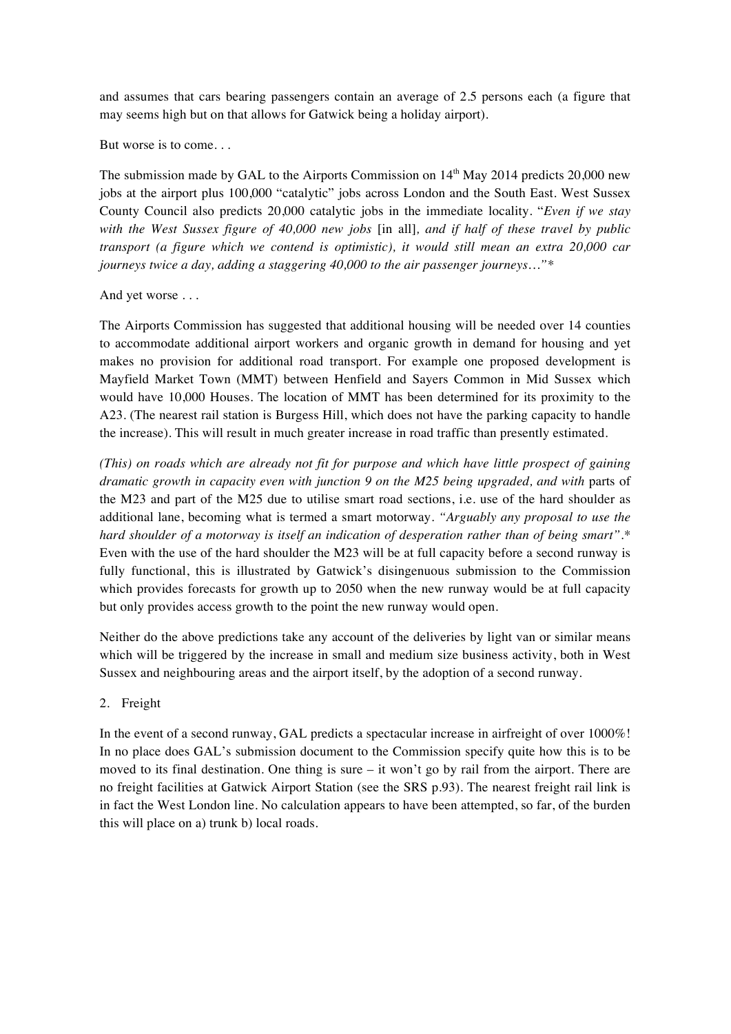and assumes that cars bearing passengers contain an average of 2.5 persons each (a figure that may seems high but on that allows for Gatwick being a holiday airport).

But worse is to come. . .

The submission made by GAL to the Airports Commission on 14th May 2014 predicts 20,000 new jobs at the airport plus 100,000 "catalytic" jobs across London and the South East. West Sussex County Council also predicts 20,000 catalytic jobs in the immediate locality. "*Even if we stay with the West Sussex figure of 40,000 new jobs* [in all]*, and if half of these travel by public transport (a figure which we contend is optimistic), it would still mean an extra 20,000 car journeys twice a day, adding a staggering 40,000 to the air passenger journeys…"\**

And yet worse . . .

The Airports Commission has suggested that additional housing will be needed over 14 counties to accommodate additional airport workers and organic growth in demand for housing and yet makes no provision for additional road transport. For example one proposed development is Mayfield Market Town (MMT) between Henfield and Sayers Common in Mid Sussex which would have 10,000 Houses. The location of MMT has been determined for its proximity to the A23. (The nearest rail station is Burgess Hill, which does not have the parking capacity to handle the increase). This will result in much greater increase in road traffic than presently estimated.

*(This) on roads which are already not fit for purpose and which have little prospect of gaining dramatic growth in capacity even with junction 9 on the M25 being upgraded, and with* parts of the M23 and part of the M25 due to utilise smart road sections, i.e. use of the hard shoulder as additional lane, becoming what is termed a smart motorway. *"Arguably any proposal to use the hard shoulder of a motorway is itself an indication of desperation rather than of being smart"*.\* Even with the use of the hard shoulder the M23 will be at full capacity before a second runway is fully functional, this is illustrated by Gatwick's disingenuous submission to the Commission which provides forecasts for growth up to 2050 when the new runway would be at full capacity but only provides access growth to the point the new runway would open.

Neither do the above predictions take any account of the deliveries by light van or similar means which will be triggered by the increase in small and medium size business activity, both in West Sussex and neighbouring areas and the airport itself, by the adoption of a second runway.

2. Freight

In the event of a second runway, GAL predicts a spectacular increase in airfreight of over 1000%! In no place does GAL's submission document to the Commission specify quite how this is to be moved to its final destination. One thing is sure – it won't go by rail from the airport. There are no freight facilities at Gatwick Airport Station (see the SRS p.93). The nearest freight rail link is in fact the West London line. No calculation appears to have been attempted, so far, of the burden this will place on a) trunk b) local roads.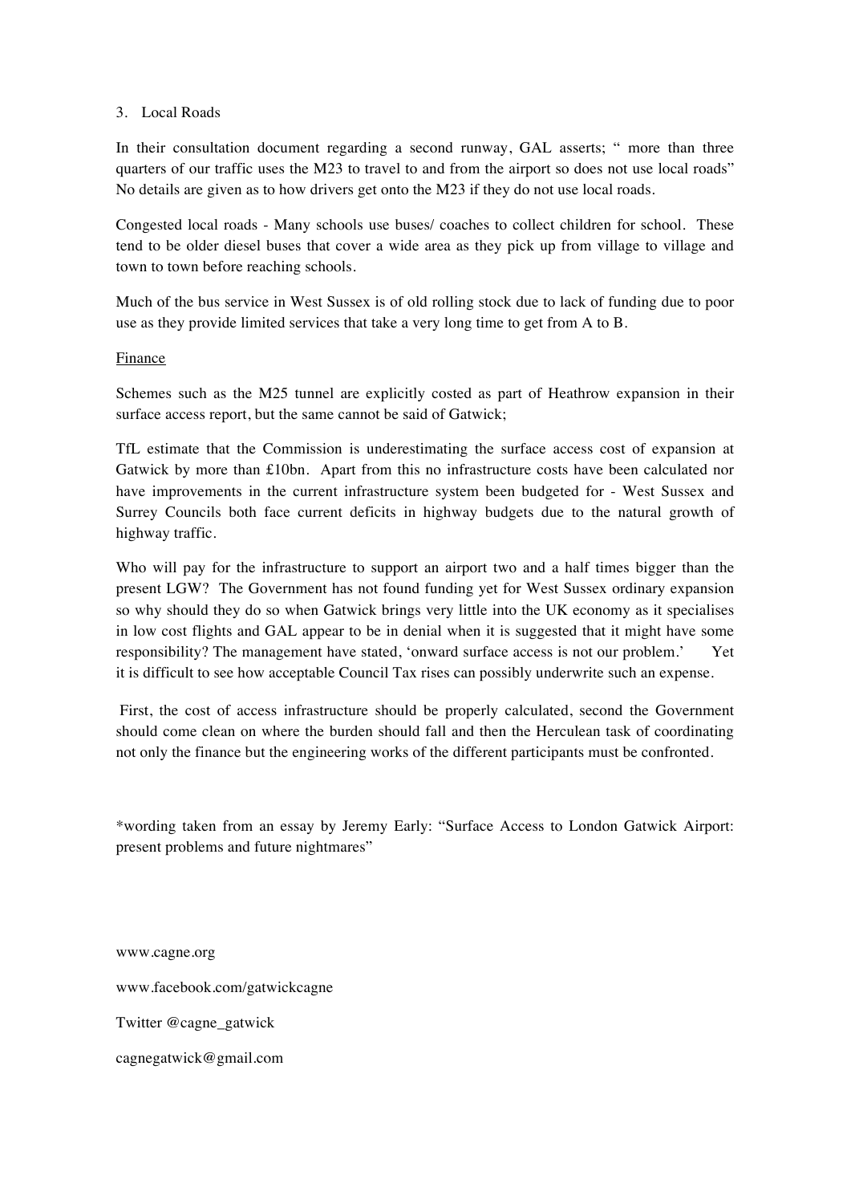3. Local Roads

In their consultation document regarding a second runway, GAL asserts; " more than three quarters of our traffic uses the M23 to travel to and from the airport so does not use local roads" No details are given as to how drivers get onto the M23 if they do not use local roads.

Congested local roads - Many schools use buses/ coaches to collect children for school. These tend to be older diesel buses that cover a wide area as they pick up from village to village and town to town before reaching schools.

Much of the bus service in West Sussex is of old rolling stock due to lack of funding due to poor use as they provide limited services that take a very long time to get from A to B.

<u>Finance</u>

Schemes such as the M25 tunnel are explicitly costed as part of Heathrow expansion in their surface access report, but the same cannot be said of Gatwick;

TfL estimate that the Commission is underestimating the surface access cost of expansion at Gatwick by more than £10bn. Apart from this no infrastructure costs have been calculated nor have improvements in the current infrastructure system been budgeted for - West Sussex and Surrey Councils both face current deficits in highway budgets due to the natural growth of highway traffic.

Who will pay for the infrastructure to support an airport two and a half times bigger than the present LGW? The Government has not found funding yet for West Sussex ordinary expansion so why should they do so when Gatwick brings very little into the UK economy as it specialises in low cost flights and GAL appear to be in denial when it is suggested that it might have some responsibility? The management have stated, 'onward surface access is not our problem.' Yet it is difficult to see how acceptable Council Tax rises can possibly underwrite such an expense.

First, the cost of access infrastructure should be properly calculated, second the Government should come clean on where the burden should fall and then the Herculean task of coordinating not only the finance but the engineering works of the different participants must be confronted.

*wording taken from an essay by Jeremy Early: "Surface Access to London Gatwick Airport: present problems and future nightmares"

www.cagne.org

www.facebook.com/gatwickcagne

Twitter @cagne_gatwick

cagnegatwick@gmail.com